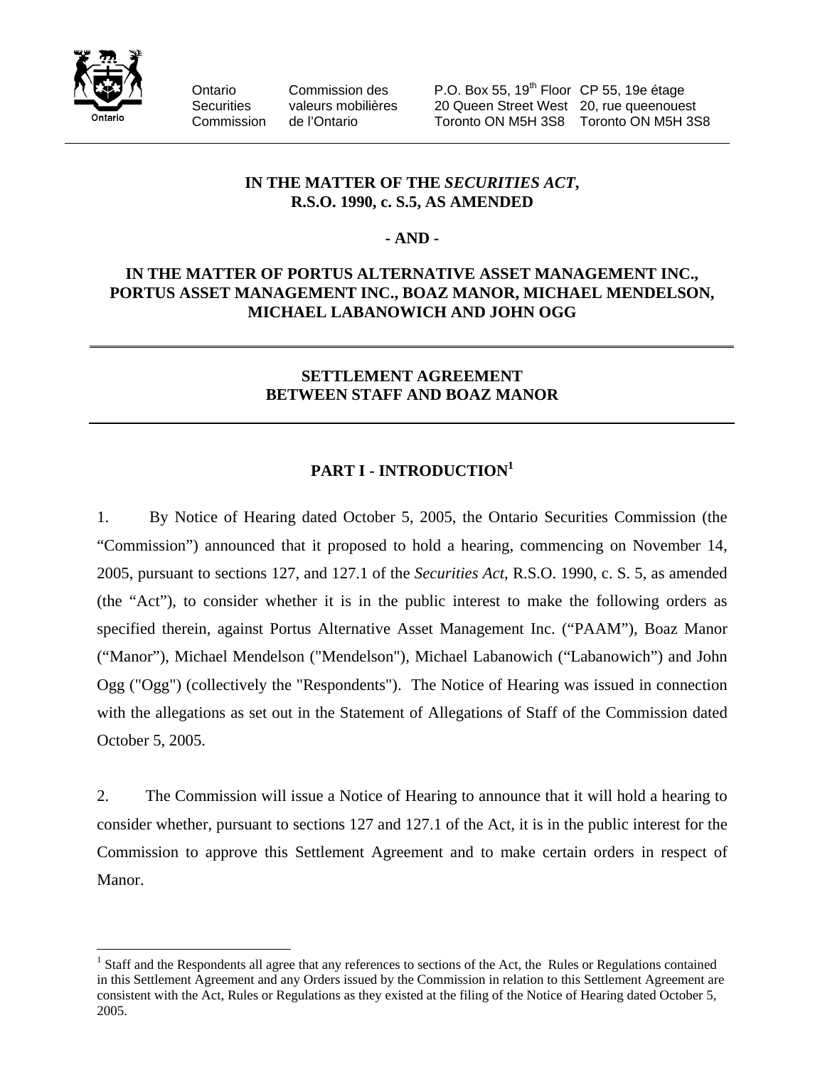Ontario Securities Commission | Commission des valeurs mobilières de l'Ontario | P.O. Box 55, 19th Floor, 20 Queen Street West, Toronto ON M5H 3S8 | CP 55, 19e étage, 20, rue queenouest, Toronto ON M5H 3S8

**IN THE MATTER OF THE *SECURITIES ACT*, R.S.O. 1990, c. S.5, AS AMENDED**

**- AND -**

**IN THE MATTER OF PORTUS ALTERNATIVE ASSET MANAGEMENT INC., PORTUS ASSET MANAGEMENT INC., BOAZ MANOR, MICHAEL MENDELSON, MICHAEL LABANOWICH AND JOHN OGG**

---

## SETTLEMENT AGREEMENT BETWEEN STAFF AND BOAZ MANOR

---

## PART I - INTRODUCTION[1]

1. By Notice of Hearing dated October 5, 2005, the Ontario Securities Commission (the "Commission") announced that it proposed to hold a hearing, commencing on November 14, 2005, pursuant to sections 127, and 127.1 of the *Securities Act*, R.S.O. 1990, c. S. 5, as amended (the "Act"), to consider whether it is in the public interest to make the following orders as specified therein, against Portus Alternative Asset Management Inc. ("PAAM"), Boaz Manor ("Manor"), Michael Mendelson ("Mendelson"), Michael Labanowich ("Labanowich") and John Ogg ("Ogg") (collectively the "Respondents"). The Notice of Hearing was issued in connection with the allegations as set out in the Statement of Allegations of Staff of the Commission dated October 5, 2005.

2. The Commission will issue a Notice of Hearing to announce that it will hold a hearing to consider whether, pursuant to sections 127 and 127.1 of the Act, it is in the public interest for the Commission to approve this Settlement Agreement and to make certain orders in respect of Manor.

---

[1] Staff and the Respondents all agree that any references to sections of the Act, the Rules or Regulations contained in this Settlement Agreement and any Orders issued by the Commission in relation to this Settlement Agreement are consistent with the Act, Rules or Regulations as they existed at the filing of the Notice of Hearing dated October 5, 2005.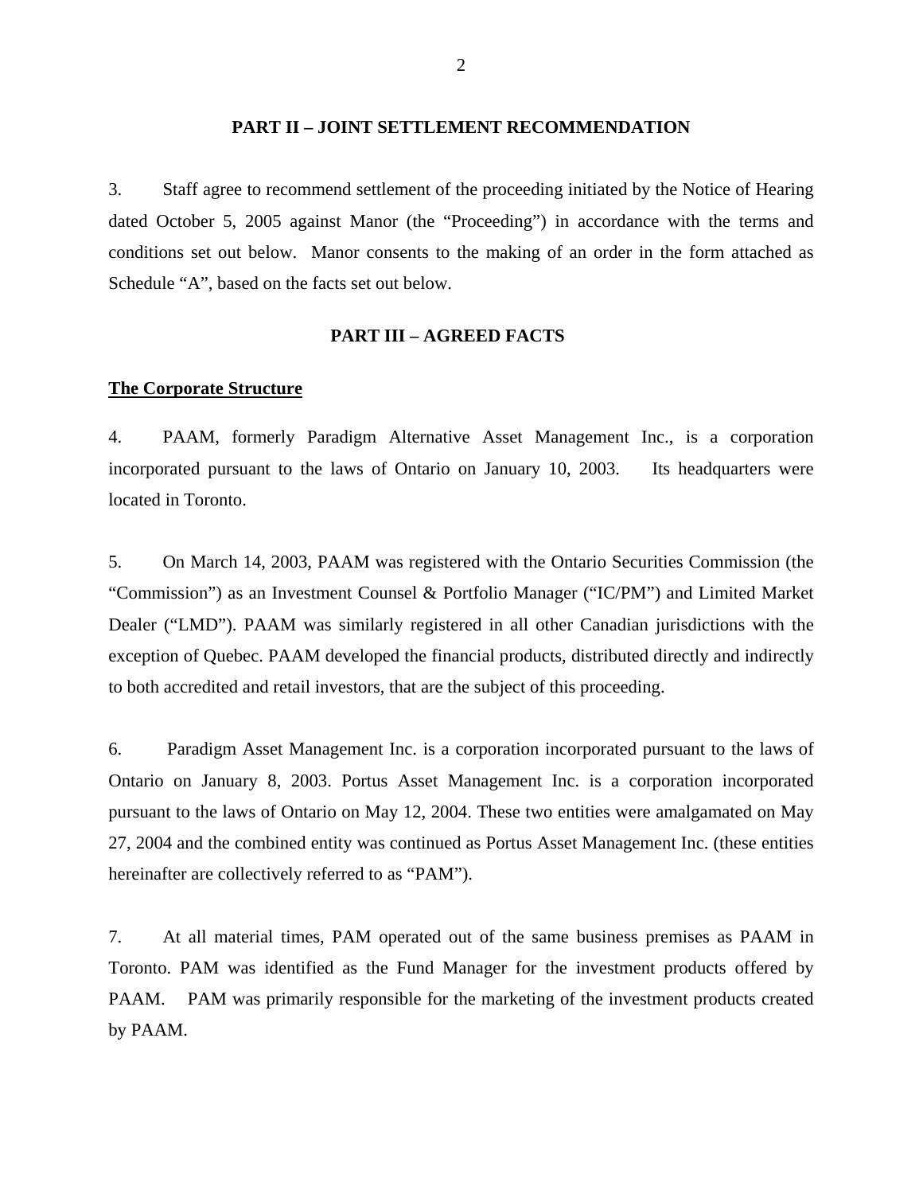## PART II – JOINT SETTLEMENT RECOMMENDATION

3. Staff agree to recommend settlement of the proceeding initiated by the Notice of Hearing dated October 5, 2005 against Manor (the "Proceeding") in accordance with the terms and conditions set out below. Manor consents to the making of an order in the form attached as Schedule "A", based on the facts set out below.

## PART III – AGREED FACTS

**The Corporate Structure**

4. PAAM, formerly Paradigm Alternative Asset Management Inc., is a corporation incorporated pursuant to the laws of Ontario on January 10, 2003. Its headquarters were located in Toronto.

5. On March 14, 2003, PAAM was registered with the Ontario Securities Commission (the "Commission") as an Investment Counsel & Portfolio Manager ("IC/PM") and Limited Market Dealer ("LMD"). PAAM was similarly registered in all other Canadian jurisdictions with the exception of Quebec. PAAM developed the financial products, distributed directly and indirectly to both accredited and retail investors, that are the subject of this proceeding.

6. Paradigm Asset Management Inc. is a corporation incorporated pursuant to the laws of Ontario on January 8, 2003. Portus Asset Management Inc. is a corporation incorporated pursuant to the laws of Ontario on May 12, 2004. These two entities were amalgamated on May 27, 2004 and the combined entity was continued as Portus Asset Management Inc. (these entities hereinafter are collectively referred to as "PAM").

7. At all material times, PAM operated out of the same business premises as PAAM in Toronto. PAM was identified as the Fund Manager for the investment products offered by PAAM. PAM was primarily responsible for the marketing of the investment products created by PAAM.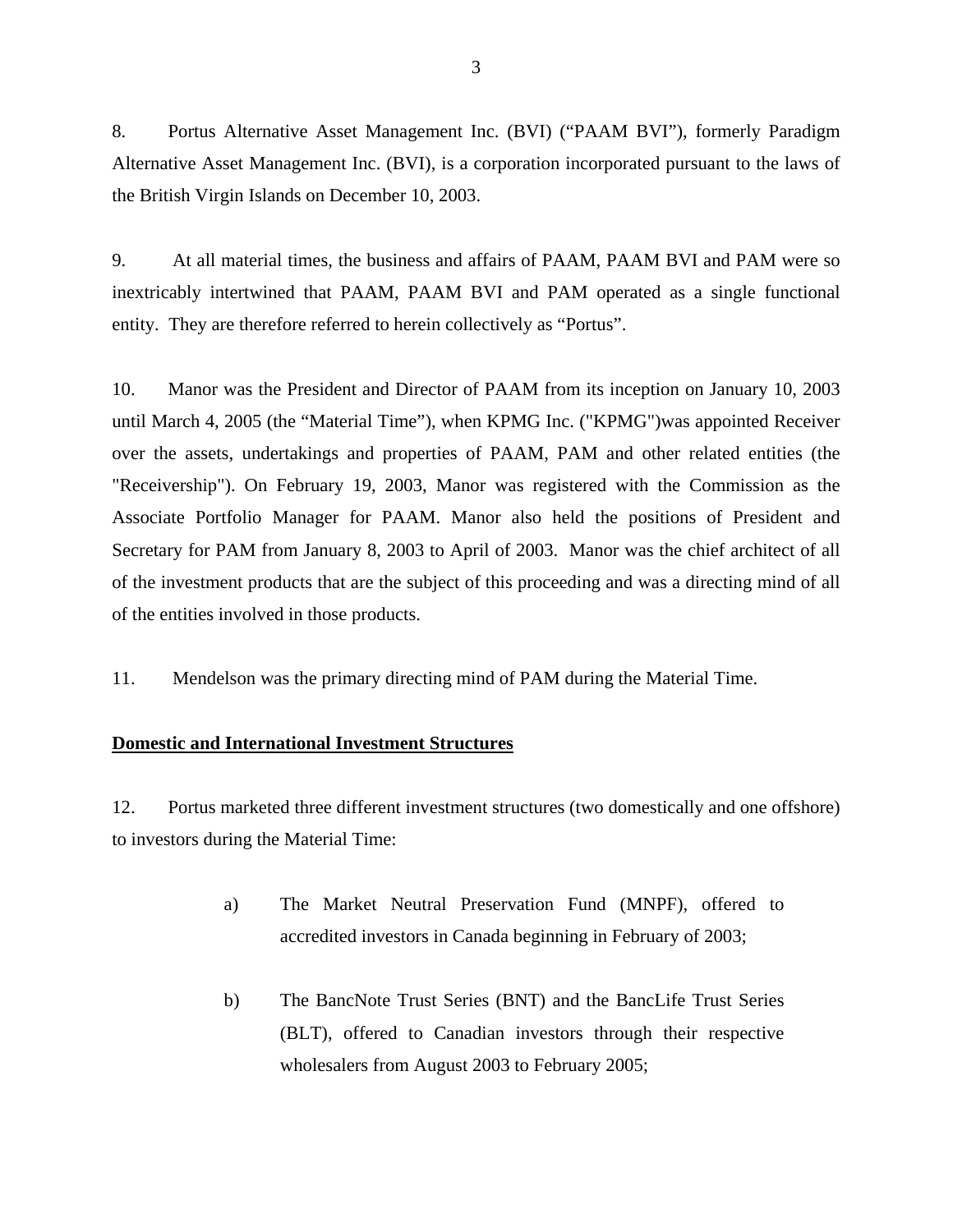8. Portus Alternative Asset Management Inc. (BVI) ("PAAM BVI"), formerly Paradigm Alternative Asset Management Inc. (BVI), is a corporation incorporated pursuant to the laws of the British Virgin Islands on December 10, 2003.

9. At all material times, the business and affairs of PAAM, PAAM BVI and PAM were so inextricably intertwined that PAAM, PAAM BVI and PAM operated as a single functional entity. They are therefore referred to herein collectively as "Portus".

10. Manor was the President and Director of PAAM from its inception on January 10, 2003 until March 4, 2005 (the "Material Time"), when KPMG Inc. ("KPMG")was appointed Receiver over the assets, undertakings and properties of PAAM, PAM and other related entities (the "Receivership"). On February 19, 2003, Manor was registered with the Commission as the Associate Portfolio Manager for PAAM. Manor also held the positions of President and Secretary for PAM from January 8, 2003 to April of 2003. Manor was the chief architect of all of the investment products that are the subject of this proceeding and was a directing mind of all of the entities involved in those products.

11. Mendelson was the primary directing mind of PAM during the Material Time.

**Domestic and International Investment Structures**

12. Portus marketed three different investment structures (two domestically and one offshore) to investors during the Material Time:

a) The Market Neutral Preservation Fund (MNPF), offered to accredited investors in Canada beginning in February of 2003;

b) The BancNote Trust Series (BNT) and the BancLife Trust Series (BLT), offered to Canadian investors through their respective wholesalers from August 2003 to February 2005;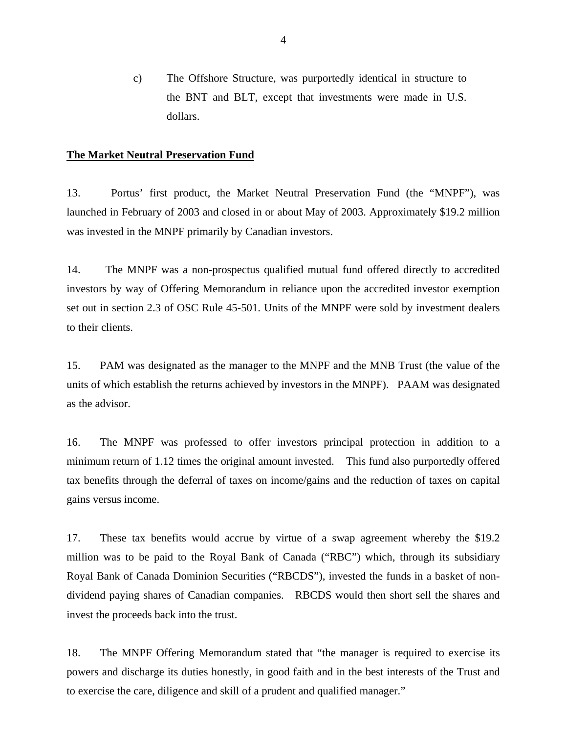c) The Offshore Structure, was purportedly identical in structure to the BNT and BLT, except that investments were made in U.S. dollars.

**The Market Neutral Preservation Fund**

13. Portus' first product, the Market Neutral Preservation Fund (the "MNPF"), was launched in February of 2003 and closed in or about May of 2003. Approximately $19.2 million was invested in the MNPF primarily by Canadian investors.

14. The MNPF was a non-prospectus qualified mutual fund offered directly to accredited investors by way of Offering Memorandum in reliance upon the accredited investor exemption set out in section 2.3 of OSC Rule 45-501. Units of the MNPF were sold by investment dealers to their clients.

15. PAM was designated as the manager to the MNPF and the MNB Trust (the value of the units of which establish the returns achieved by investors in the MNPF). PAAM was designated as the advisor.

16. The MNPF was professed to offer investors principal protection in addition to a minimum return of 1.12 times the original amount invested. This fund also purportedly offered tax benefits through the deferral of taxes on income/gains and the reduction of taxes on capital gains versus income.

17. These tax benefits would accrue by virtue of a swap agreement whereby the $19.2 million was to be paid to the Royal Bank of Canada ("RBC") which, through its subsidiary Royal Bank of Canada Dominion Securities ("RBCDS"), invested the funds in a basket of non-dividend paying shares of Canadian companies. RBCDS would then short sell the shares and invest the proceeds back into the trust.

18. The MNPF Offering Memorandum stated that "the manager is required to exercise its powers and discharge its duties honestly, in good faith and in the best interests of the Trust and to exercise the care, diligence and skill of a prudent and qualified manager."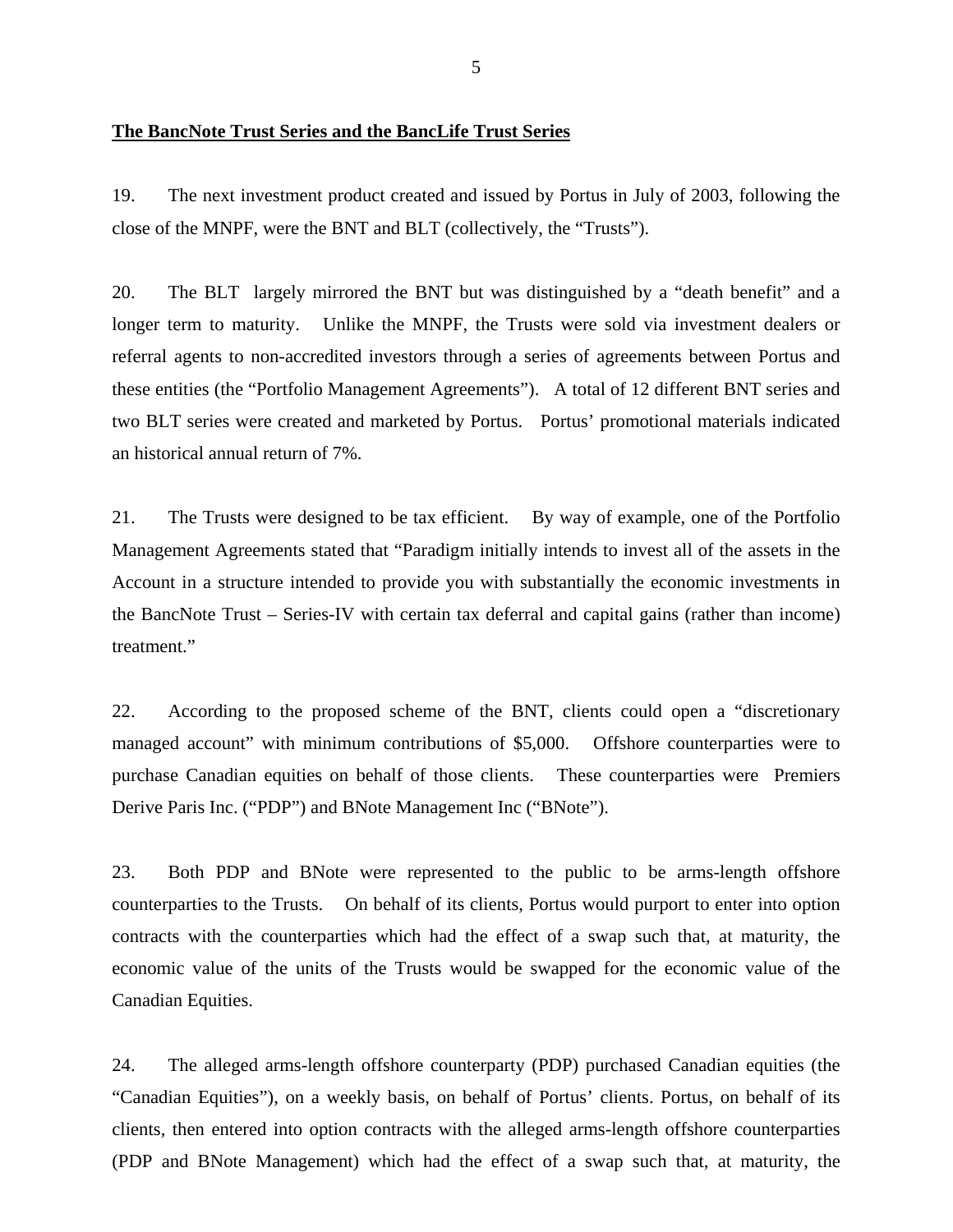**The BancNote Trust Series and the BancLife Trust Series**

19. The next investment product created and issued by Portus in July of 2003, following the close of the MNPF, were the BNT and BLT (collectively, the "Trusts").

20. The BLT largely mirrored the BNT but was distinguished by a "death benefit" and a longer term to maturity. Unlike the MNPF, the Trusts were sold via investment dealers or referral agents to non-accredited investors through a series of agreements between Portus and these entities (the "Portfolio Management Agreements"). A total of 12 different BNT series and two BLT series were created and marketed by Portus. Portus' promotional materials indicated an historical annual return of 7%.

21. The Trusts were designed to be tax efficient. By way of example, one of the Portfolio Management Agreements stated that "Paradigm initially intends to invest all of the assets in the Account in a structure intended to provide you with substantially the economic investments in the BancNote Trust – Series-IV with certain tax deferral and capital gains (rather than income) treatment."

22. According to the proposed scheme of the BNT, clients could open a "discretionary managed account" with minimum contributions of $5,000. Offshore counterparties were to purchase Canadian equities on behalf of those clients. These counterparties were Premiers Derive Paris Inc. ("PDP") and BNote Management Inc ("BNote").

23. Both PDP and BNote were represented to the public to be arms-length offshore counterparties to the Trusts. On behalf of its clients, Portus would purport to enter into option contracts with the counterparties which had the effect of a swap such that, at maturity, the economic value of the units of the Trusts would be swapped for the economic value of the Canadian Equities.

24. The alleged arms-length offshore counterparty (PDP) purchased Canadian equities (the "Canadian Equities"), on a weekly basis, on behalf of Portus' clients. Portus, on behalf of its clients, then entered into option contracts with the alleged arms-length offshore counterparties (PDP and BNote Management) which had the effect of a swap such that, at maturity, the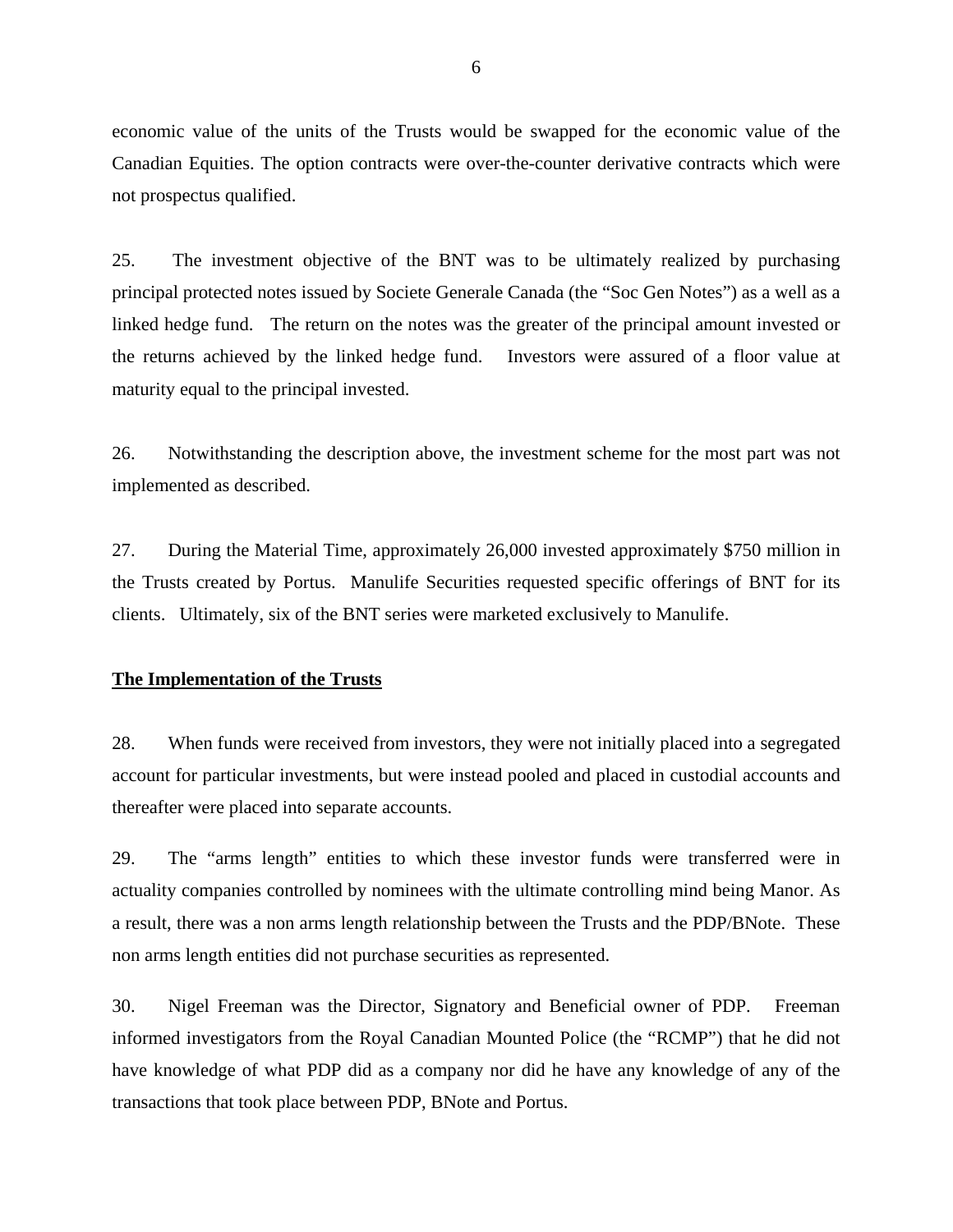economic value of the units of the Trusts would be swapped for the economic value of the Canadian Equities. The option contracts were over-the-counter derivative contracts which were not prospectus qualified.

25. The investment objective of the BNT was to be ultimately realized by purchasing principal protected notes issued by Societe Generale Canada (the "Soc Gen Notes") as a well as a linked hedge fund. The return on the notes was the greater of the principal amount invested or the returns achieved by the linked hedge fund. Investors were assured of a floor value at maturity equal to the principal invested.

26. Notwithstanding the description above, the investment scheme for the most part was not implemented as described.

27. During the Material Time, approximately 26,000 invested approximately $750 million in the Trusts created by Portus. Manulife Securities requested specific offerings of BNT for its clients. Ultimately, six of the BNT series were marketed exclusively to Manulife.

**The Implementation of the Trusts**

28. When funds were received from investors, they were not initially placed into a segregated account for particular investments, but were instead pooled and placed in custodial accounts and thereafter were placed into separate accounts.

29. The "arms length" entities to which these investor funds were transferred were in actuality companies controlled by nominees with the ultimate controlling mind being Manor. As a result, there was a non arms length relationship between the Trusts and the PDP/BNote. These non arms length entities did not purchase securities as represented.

30. Nigel Freeman was the Director, Signatory and Beneficial owner of PDP. Freeman informed investigators from the Royal Canadian Mounted Police (the "RCMP") that he did not have knowledge of what PDP did as a company nor did he have any knowledge of any of the transactions that took place between PDP, BNote and Portus.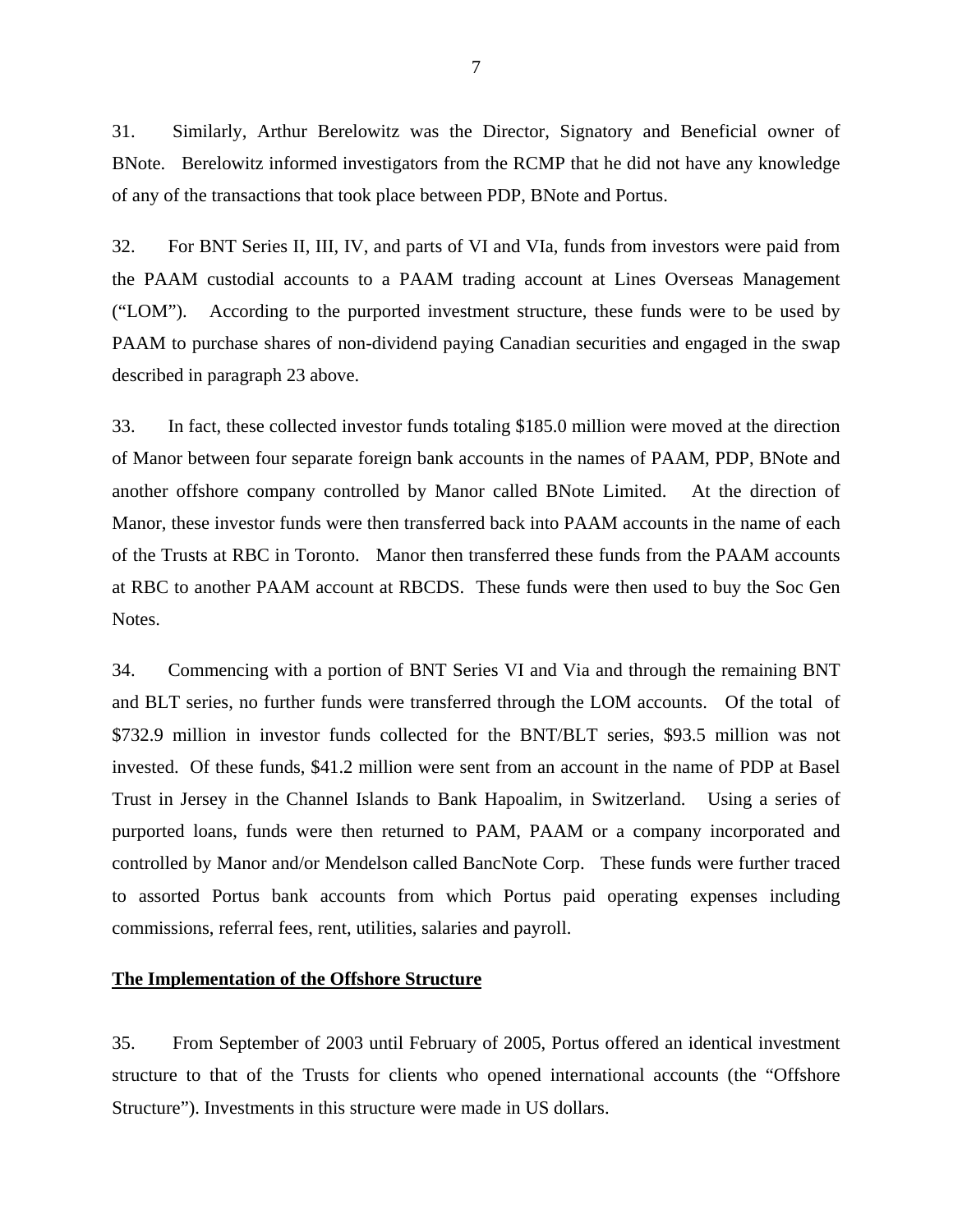31. Similarly, Arthur Berelowitz was the Director, Signatory and Beneficial owner of BNote. Berelowitz informed investigators from the RCMP that he did not have any knowledge of any of the transactions that took place between PDP, BNote and Portus.

32. For BNT Series II, III, IV, and parts of VI and VIa, funds from investors were paid from the PAAM custodial accounts to a PAAM trading account at Lines Overseas Management ("LOM"). According to the purported investment structure, these funds were to be used by PAAM to purchase shares of non-dividend paying Canadian securities and engaged in the swap described in paragraph 23 above.

33. In fact, these collected investor funds totaling $185.0 million were moved at the direction of Manor between four separate foreign bank accounts in the names of PAAM, PDP, BNote and another offshore company controlled by Manor called BNote Limited. At the direction of Manor, these investor funds were then transferred back into PAAM accounts in the name of each of the Trusts at RBC in Toronto. Manor then transferred these funds from the PAAM accounts at RBC to another PAAM account at RBCDS. These funds were then used to buy the Soc Gen Notes.

34. Commencing with a portion of BNT Series VI and Via and through the remaining BNT and BLT series, no further funds were transferred through the LOM accounts. Of the total of $732.9 million in investor funds collected for the BNT/BLT series, $93.5 million was not invested. Of these funds, $41.2 million were sent from an account in the name of PDP at Basel Trust in Jersey in the Channel Islands to Bank Hapoalim, in Switzerland. Using a series of purported loans, funds were then returned to PAM, PAAM or a company incorporated and controlled by Manor and/or Mendelson called BancNote Corp. These funds were further traced to assorted Portus bank accounts from which Portus paid operating expenses including commissions, referral fees, rent, utilities, salaries and payroll.

**The Implementation of the Offshore Structure**

35. From September of 2003 until February of 2005, Portus offered an identical investment structure to that of the Trusts for clients who opened international accounts (the "Offshore Structure"). Investments in this structure were made in US dollars.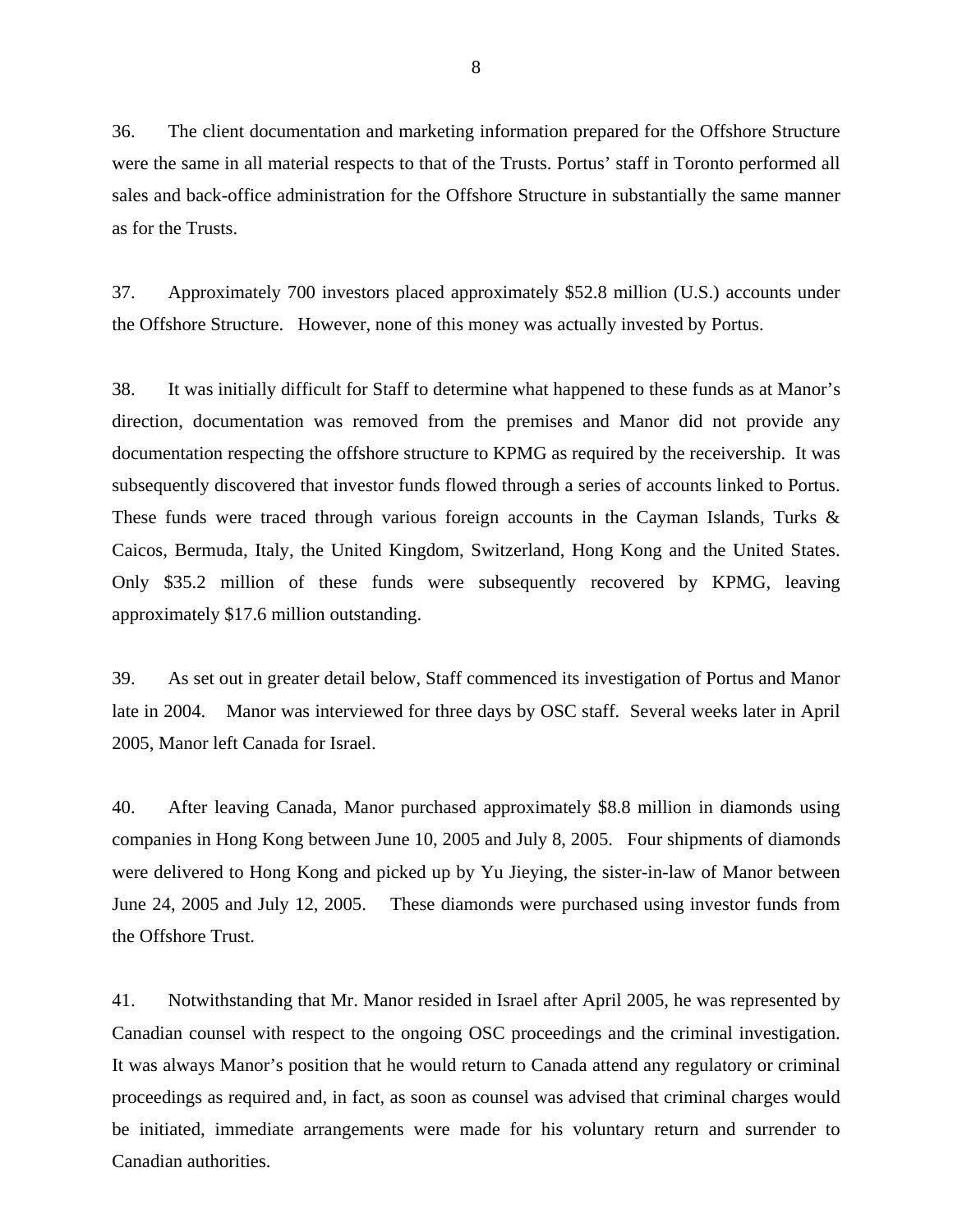36. The client documentation and marketing information prepared for the Offshore Structure were the same in all material respects to that of the Trusts. Portus' staff in Toronto performed all sales and back-office administration for the Offshore Structure in substantially the same manner as for the Trusts.

37. Approximately 700 investors placed approximately $52.8 million (U.S.) accounts under the Offshore Structure. However, none of this money was actually invested by Portus.

38. It was initially difficult for Staff to determine what happened to these funds as at Manor's direction, documentation was removed from the premises and Manor did not provide any documentation respecting the offshore structure to KPMG as required by the receivership. It was subsequently discovered that investor funds flowed through a series of accounts linked to Portus. These funds were traced through various foreign accounts in the Cayman Islands, Turks & Caicos, Bermuda, Italy, the United Kingdom, Switzerland, Hong Kong and the United States. Only $35.2 million of these funds were subsequently recovered by KPMG, leaving approximately $17.6 million outstanding.

39. As set out in greater detail below, Staff commenced its investigation of Portus and Manor late in 2004. Manor was interviewed for three days by OSC staff. Several weeks later in April 2005, Manor left Canada for Israel.

40. After leaving Canada, Manor purchased approximately $8.8 million in diamonds using companies in Hong Kong between June 10, 2005 and July 8, 2005. Four shipments of diamonds were delivered to Hong Kong and picked up by Yu Jieying, the sister-in-law of Manor between June 24, 2005 and July 12, 2005. These diamonds were purchased using investor funds from the Offshore Trust.

41. Notwithstanding that Mr. Manor resided in Israel after April 2005, he was represented by Canadian counsel with respect to the ongoing OSC proceedings and the criminal investigation. It was always Manor's position that he would return to Canada attend any regulatory or criminal proceedings as required and, in fact, as soon as counsel was advised that criminal charges would be initiated, immediate arrangements were made for his voluntary return and surrender to Canadian authorities.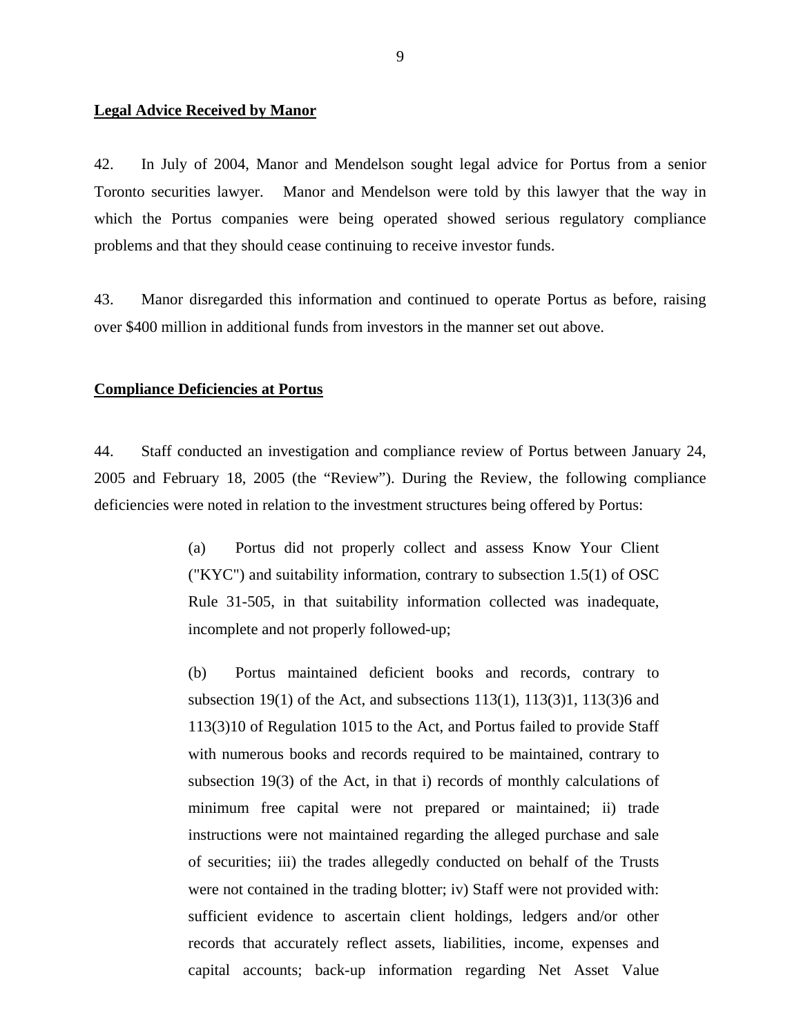**Legal Advice Received by Manor**

42. In July of 2004, Manor and Mendelson sought legal advice for Portus from a senior Toronto securities lawyer. Manor and Mendelson were told by this lawyer that the way in which the Portus companies were being operated showed serious regulatory compliance problems and that they should cease continuing to receive investor funds.

43. Manor disregarded this information and continued to operate Portus as before, raising over $400 million in additional funds from investors in the manner set out above.

**Compliance Deficiencies at Portus**

44. Staff conducted an investigation and compliance review of Portus between January 24, 2005 and February 18, 2005 (the "Review"). During the Review, the following compliance deficiencies were noted in relation to the investment structures being offered by Portus:

> (a) Portus did not properly collect and assess Know Your Client ("KYC") and suitability information, contrary to subsection 1.5(1) of OSC Rule 31-505, in that suitability information collected was inadequate, incomplete and not properly followed-up;
>
> (b) Portus maintained deficient books and records, contrary to subsection 19(1) of the Act, and subsections 113(1), 113(3)1, 113(3)6 and 113(3)10 of Regulation 1015 to the Act, and Portus failed to provide Staff with numerous books and records required to be maintained, contrary to subsection 19(3) of the Act, in that i) records of monthly calculations of minimum free capital were not prepared or maintained; ii) trade instructions were not maintained regarding the alleged purchase and sale of securities; iii) the trades allegedly conducted on behalf of the Trusts were not contained in the trading blotter; iv) Staff were not provided with: sufficient evidence to ascertain client holdings, ledgers and/or other records that accurately reflect assets, liabilities, income, expenses and capital accounts; back-up information regarding Net Asset Value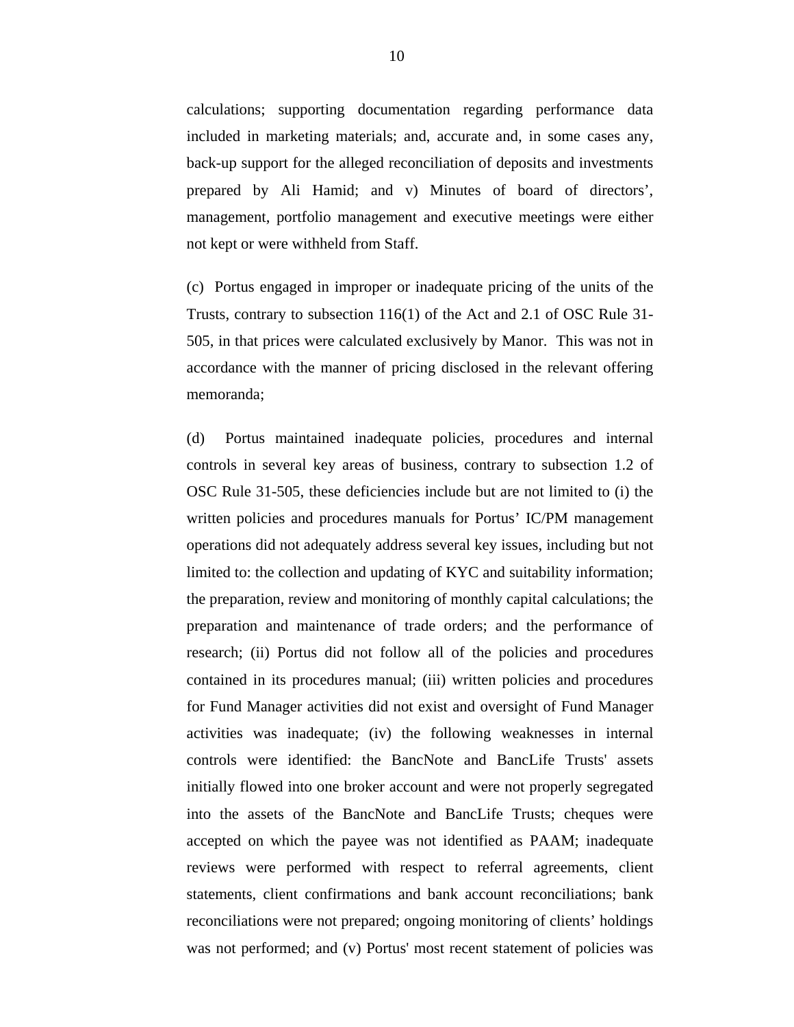calculations; supporting documentation regarding performance data included in marketing materials; and, accurate and, in some cases any, back-up support for the alleged reconciliation of deposits and investments prepared by Ali Hamid; and v) Minutes of board of directors', management, portfolio management and executive meetings were either not kept or were withheld from Staff.

(c) Portus engaged in improper or inadequate pricing of the units of the Trusts, contrary to subsection 116(1) of the Act and 2.1 of OSC Rule 31-505, in that prices were calculated exclusively by Manor. This was not in accordance with the manner of pricing disclosed in the relevant offering memoranda;

(d) Portus maintained inadequate policies, procedures and internal controls in several key areas of business, contrary to subsection 1.2 of OSC Rule 31-505, these deficiencies include but are not limited to (i) the written policies and procedures manuals for Portus' IC/PM management operations did not adequately address several key issues, including but not limited to: the collection and updating of KYC and suitability information; the preparation, review and monitoring of monthly capital calculations; the preparation and maintenance of trade orders; and the performance of research; (ii) Portus did not follow all of the policies and procedures contained in its procedures manual; (iii) written policies and procedures for Fund Manager activities did not exist and oversight of Fund Manager activities was inadequate; (iv) the following weaknesses in internal controls were identified: the BancNote and BancLife Trusts' assets initially flowed into one broker account and were not properly segregated into the assets of the BancNote and BancLife Trusts; cheques were accepted on which the payee was not identified as PAAM; inadequate reviews were performed with respect to referral agreements, client statements, client confirmations and bank account reconciliations; bank reconciliations were not prepared; ongoing monitoring of clients' holdings was not performed; and (v) Portus' most recent statement of policies was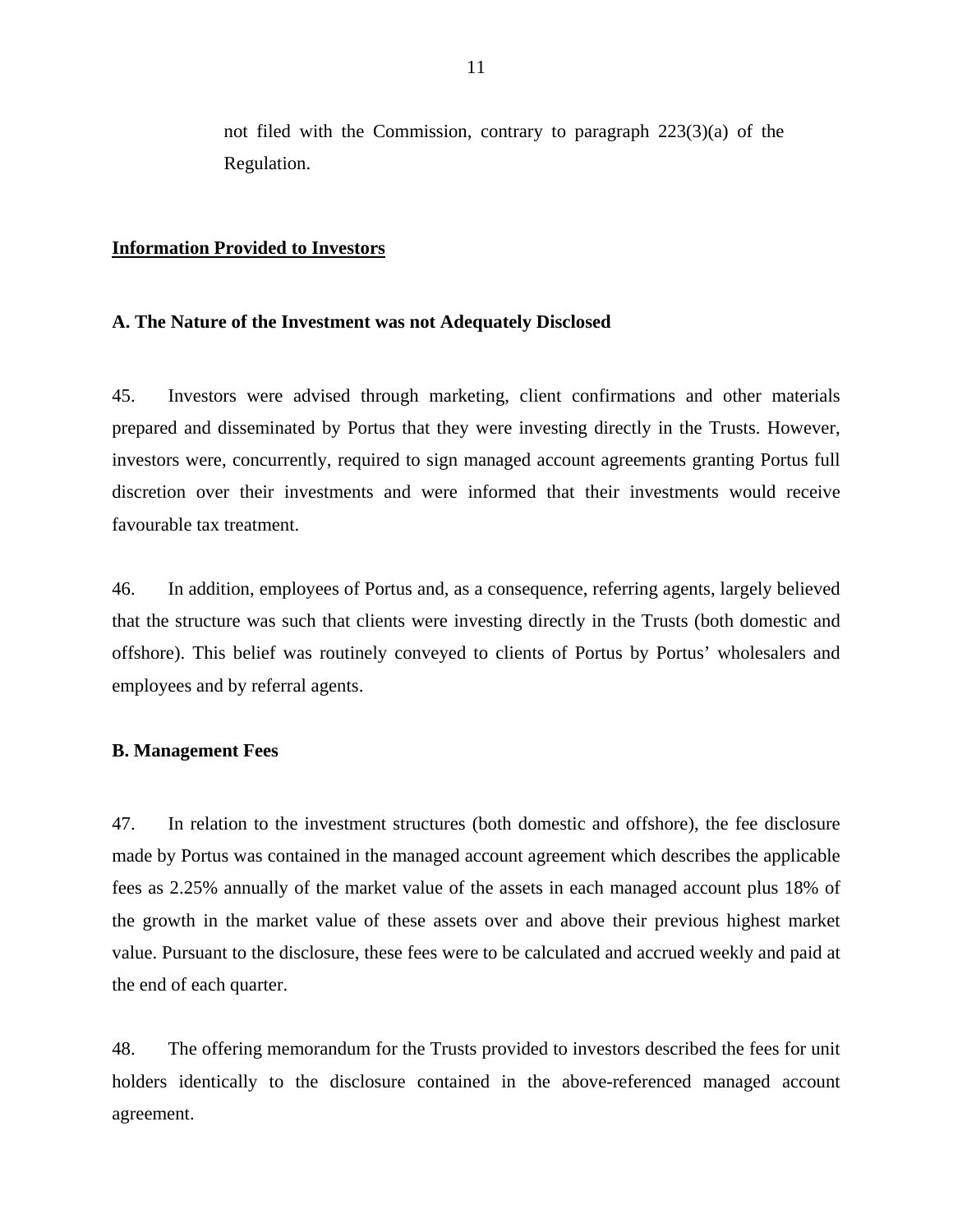not filed with the Commission, contrary to paragraph 223(3)(a) of the Regulation.

## Information Provided to Investors

### A. The Nature of the Investment was not Adequately Disclosed

45. Investors were advised through marketing, client confirmations and other materials prepared and disseminated by Portus that they were investing directly in the Trusts. However, investors were, concurrently, required to sign managed account agreements granting Portus full discretion over their investments and were informed that their investments would receive favourable tax treatment.

46. In addition, employees of Portus and, as a consequence, referring agents, largely believed that the structure was such that clients were investing directly in the Trusts (both domestic and offshore). This belief was routinely conveyed to clients of Portus by Portus' wholesalers and employees and by referral agents.

### B. Management Fees

47. In relation to the investment structures (both domestic and offshore), the fee disclosure made by Portus was contained in the managed account agreement which describes the applicable fees as 2.25% annually of the market value of the assets in each managed account plus 18% of the growth in the market value of these assets over and above their previous highest market value. Pursuant to the disclosure, these fees were to be calculated and accrued weekly and paid at the end of each quarter.

48. The offering memorandum for the Trusts provided to investors described the fees for unit holders identically to the disclosure contained in the above-referenced managed account agreement.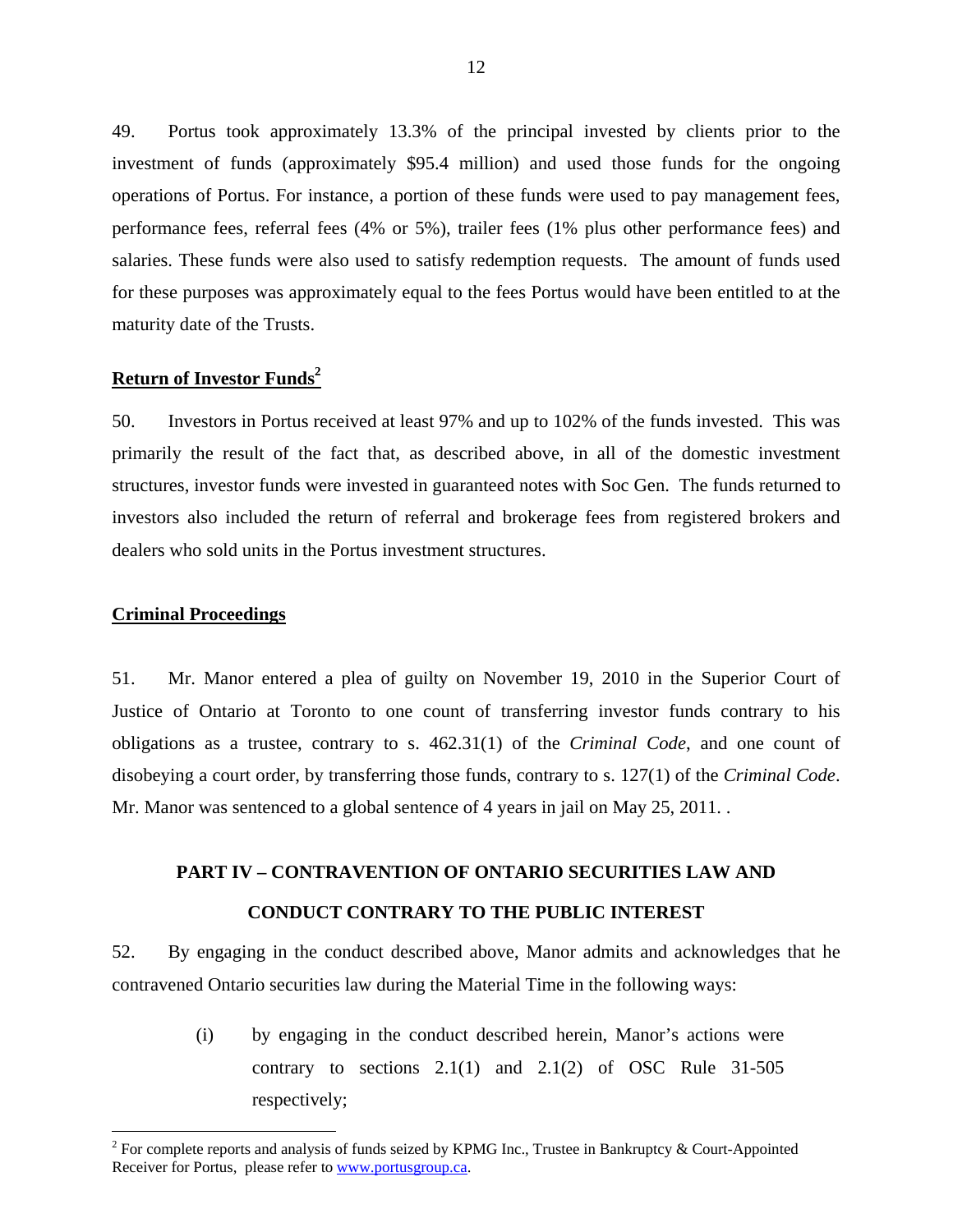49. Portus took approximately 13.3% of the principal invested by clients prior to the investment of funds (approximately $95.4 million) and used those funds for the ongoing operations of Portus. For instance, a portion of these funds were used to pay management fees, performance fees, referral fees (4% or 5%), trailer fees (1% plus other performance fees) and salaries. These funds were also used to satisfy redemption requests. The amount of funds used for these purposes was approximately equal to the fees Portus would have been entitled to at the maturity date of the Trusts.

**<u>Return of Investor Funds</u>**[2]

50. Investors in Portus received at least 97% and up to 102% of the funds invested. This was primarily the result of the fact that, as described above, in all of the domestic investment structures, investor funds were invested in guaranteed notes with Soc Gen. The funds returned to investors also included the return of referral and brokerage fees from registered brokers and dealers who sold units in the Portus investment structures.

**<u>Criminal Proceedings</u>**

51. Mr. Manor entered a plea of guilty on November 19, 2010 in the Superior Court of Justice of Ontario at Toronto to one count of transferring investor funds contrary to his obligations as a trustee, contrary to s. 462.31(1) of the *Criminal Code*, and one count of disobeying a court order, by transferring those funds, contrary to s. 127(1) of the *Criminal Code*. Mr. Manor was sentenced to a global sentence of 4 years in jail on May 25, 2011. .

## PART IV – CONTRAVENTION OF ONTARIO SECURITIES LAW AND CONDUCT CONTRARY TO THE PUBLIC INTEREST

52. By engaging in the conduct described above, Manor admits and acknowledges that he contravened Ontario securities law during the Material Time in the following ways:

(i) by engaging in the conduct described herein, Manor's actions were contrary to sections 2.1(1) and 2.1(2) of OSC Rule 31-505 respectively;

---

[2] For complete reports and analysis of funds seized by KPMG Inc., Trustee in Bankruptcy & Court-Appointed Receiver for Portus, please refer to www.portusgroup.ca.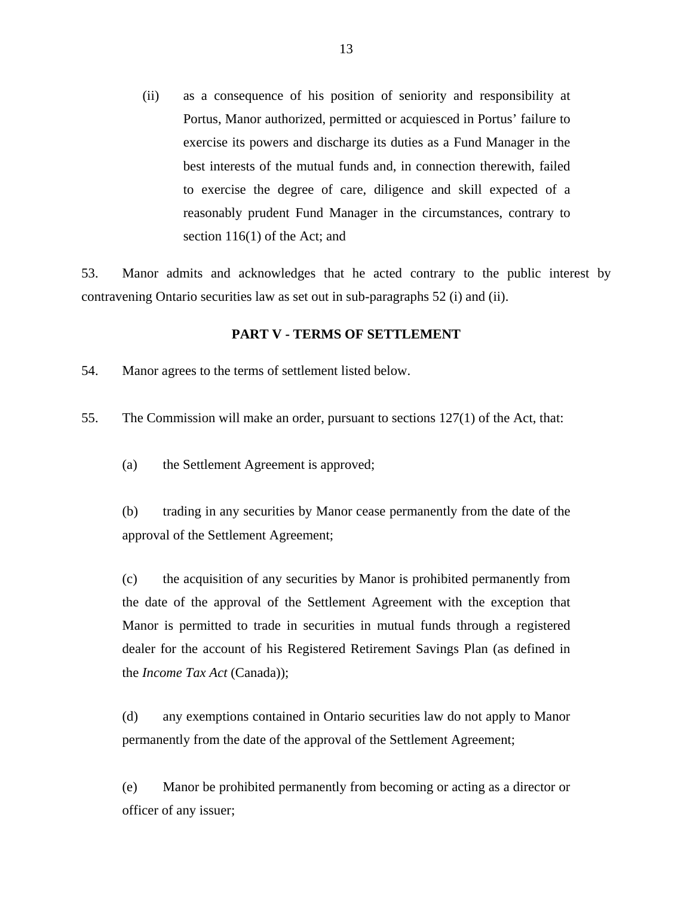(ii) as a consequence of his position of seniority and responsibility at Portus, Manor authorized, permitted or acquiesced in Portus' failure to exercise its powers and discharge its duties as a Fund Manager in the best interests of the mutual funds and, in connection therewith, failed to exercise the degree of care, diligence and skill expected of a reasonably prudent Fund Manager in the circumstances, contrary to section 116(1) of the Act; and

53. Manor admits and acknowledges that he acted contrary to the public interest by contravening Ontario securities law as set out in sub-paragraphs 52 (i) and (ii).

## PART V - TERMS OF SETTLEMENT

54. Manor agrees to the terms of settlement listed below.

55. The Commission will make an order, pursuant to sections 127(1) of the Act, that:

(a) the Settlement Agreement is approved;

(b) trading in any securities by Manor cease permanently from the date of the approval of the Settlement Agreement;

(c) the acquisition of any securities by Manor is prohibited permanently from the date of the approval of the Settlement Agreement with the exception that Manor is permitted to trade in securities in mutual funds through a registered dealer for the account of his Registered Retirement Savings Plan (as defined in the *Income Tax Act* (Canada));

(d) any exemptions contained in Ontario securities law do not apply to Manor permanently from the date of the approval of the Settlement Agreement;

(e) Manor be prohibited permanently from becoming or acting as a director or officer of any issuer;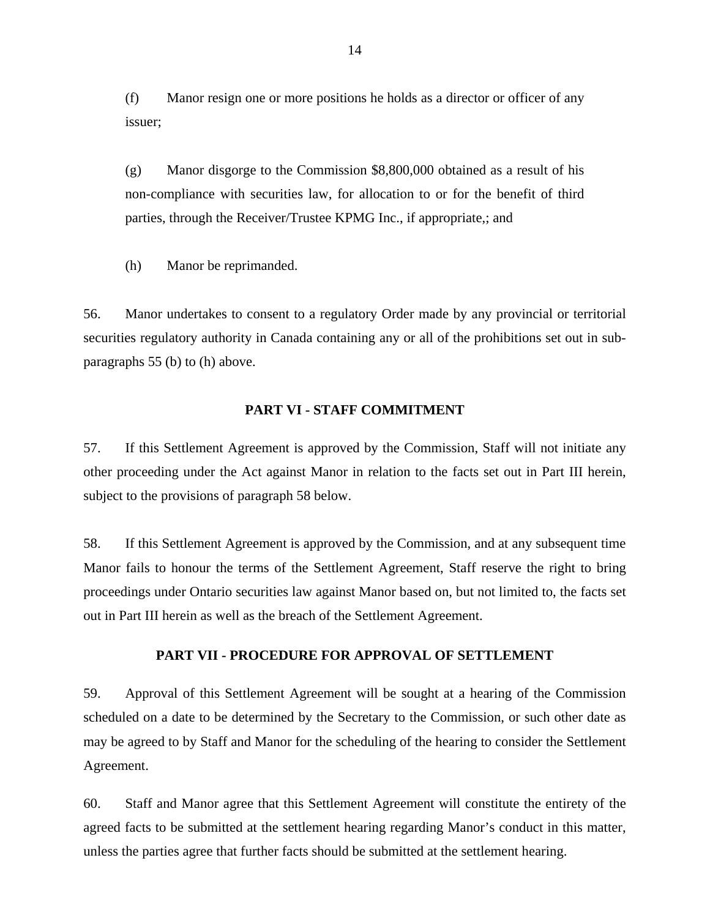(f) Manor resign one or more positions he holds as a director or officer of any issuer;

(g) Manor disgorge to the Commission $8,800,000 obtained as a result of his non-compliance with securities law, for allocation to or for the benefit of third parties, through the Receiver/Trustee KPMG Inc., if appropriate,; and

(h) Manor be reprimanded.

56. Manor undertakes to consent to a regulatory Order made by any provincial or territorial securities regulatory authority in Canada containing any or all of the prohibitions set out in sub-paragraphs 55 (b) to (h) above.

## PART VI - STAFF COMMITMENT

57. If this Settlement Agreement is approved by the Commission, Staff will not initiate any other proceeding under the Act against Manor in relation to the facts set out in Part III herein, subject to the provisions of paragraph 58 below.

58. If this Settlement Agreement is approved by the Commission, and at any subsequent time Manor fails to honour the terms of the Settlement Agreement, Staff reserve the right to bring proceedings under Ontario securities law against Manor based on, but not limited to, the facts set out in Part III herein as well as the breach of the Settlement Agreement.

## PART VII - PROCEDURE FOR APPROVAL OF SETTLEMENT

59. Approval of this Settlement Agreement will be sought at a hearing of the Commission scheduled on a date to be determined by the Secretary to the Commission, or such other date as may be agreed to by Staff and Manor for the scheduling of the hearing to consider the Settlement Agreement.

60. Staff and Manor agree that this Settlement Agreement will constitute the entirety of the agreed facts to be submitted at the settlement hearing regarding Manor's conduct in this matter, unless the parties agree that further facts should be submitted at the settlement hearing.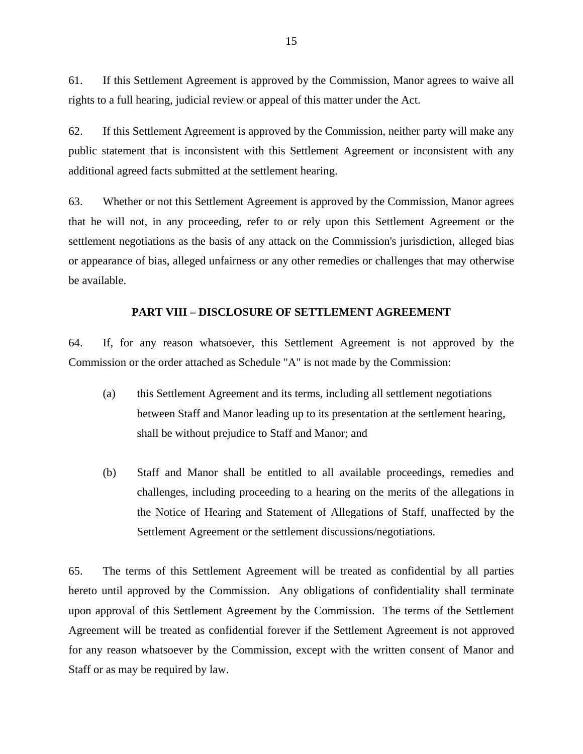61. If this Settlement Agreement is approved by the Commission, Manor agrees to waive all rights to a full hearing, judicial review or appeal of this matter under the Act.

62. If this Settlement Agreement is approved by the Commission, neither party will make any public statement that is inconsistent with this Settlement Agreement or inconsistent with any additional agreed facts submitted at the settlement hearing.

63. Whether or not this Settlement Agreement is approved by the Commission, Manor agrees that he will not, in any proceeding, refer to or rely upon this Settlement Agreement or the settlement negotiations as the basis of any attack on the Commission's jurisdiction, alleged bias or appearance of bias, alleged unfairness or any other remedies or challenges that may otherwise be available.

## PART VIII – DISCLOSURE OF SETTLEMENT AGREEMENT

64. If, for any reason whatsoever, this Settlement Agreement is not approved by the Commission or the order attached as Schedule "A" is not made by the Commission:

(a) this Settlement Agreement and its terms, including all settlement negotiations between Staff and Manor leading up to its presentation at the settlement hearing, shall be without prejudice to Staff and Manor; and

(b) Staff and Manor shall be entitled to all available proceedings, remedies and challenges, including proceeding to a hearing on the merits of the allegations in the Notice of Hearing and Statement of Allegations of Staff, unaffected by the Settlement Agreement or the settlement discussions/negotiations.

65. The terms of this Settlement Agreement will be treated as confidential by all parties hereto until approved by the Commission. Any obligations of confidentiality shall terminate upon approval of this Settlement Agreement by the Commission. The terms of the Settlement Agreement will be treated as confidential forever if the Settlement Agreement is not approved for any reason whatsoever by the Commission, except with the written consent of Manor and Staff or as may be required by law.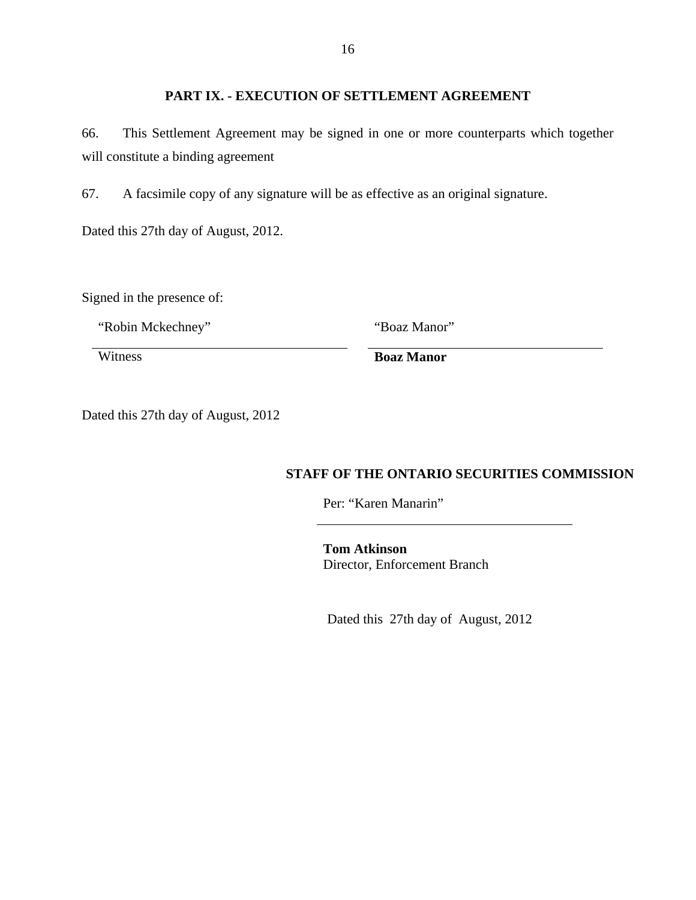## PART IX. - EXECUTION OF SETTLEMENT AGREEMENT

66. This Settlement Agreement may be signed in one or more counterparts which together will constitute a binding agreement

67. A facsimile copy of any signature will be as effective as an original signature.

Dated this 27th day of August, 2012.

Signed in the presence of:

| "Robin Mckechney" | "Boaz Manor" |
|---|---|
| Witness | **Boaz Manor** |

Dated this 27th day of August, 2012

**STAFF OF THE ONTARIO SECURITIES COMMISSION**

Per: "Karen Manarin"

**Tom Atkinson**
Director, Enforcement Branch

Dated this 27th day of August, 2012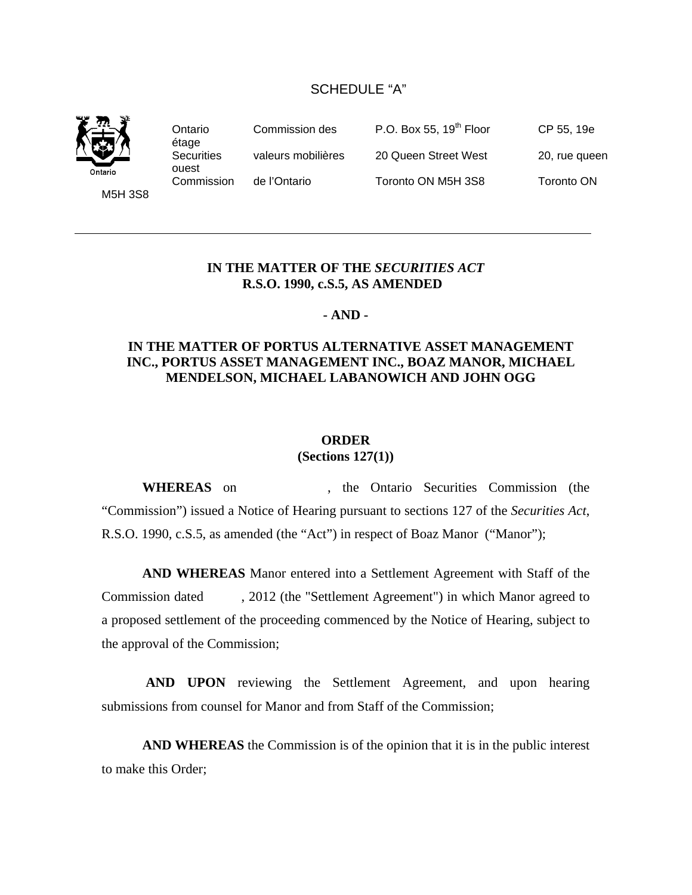SCHEDULE "A"

| Ontario Securities Commission | Commission des valeurs mobilières de l'Ontario | P.O. Box 55, 19th Floor 20 Queen Street West Toronto ON M5H 3S8 | CP 55, 19e étage 20, rue queen ouest Toronto ON M5H 3S8 |
| --- | --- | --- | --- |

---

**IN THE MATTER OF THE *SECURITIES ACT* R.S.O. 1990, c.S.5, AS AMENDED**

**- AND -**

**IN THE MATTER OF PORTUS ALTERNATIVE ASSET MANAGEMENT INC., PORTUS ASSET MANAGEMENT INC., BOAZ MANOR, MICHAEL MENDELSON, MICHAEL LABANOWICH AND JOHN OGG**

**ORDER (Sections 127(1))**

**WHEREAS** on , the Ontario Securities Commission (the "Commission") issued a Notice of Hearing pursuant to sections 127 of the *Securities Act*, R.S.O. 1990, c.S.5, as amended (the "Act") in respect of Boaz Manor ("Manor");

**AND WHEREAS** Manor entered into a Settlement Agreement with Staff of the Commission dated , 2012 (the "Settlement Agreement") in which Manor agreed to a proposed settlement of the proceeding commenced by the Notice of Hearing, subject to the approval of the Commission;

**AND UPON** reviewing the Settlement Agreement, and upon hearing submissions from counsel for Manor and from Staff of the Commission;

**AND WHEREAS** the Commission is of the opinion that it is in the public interest to make this Order;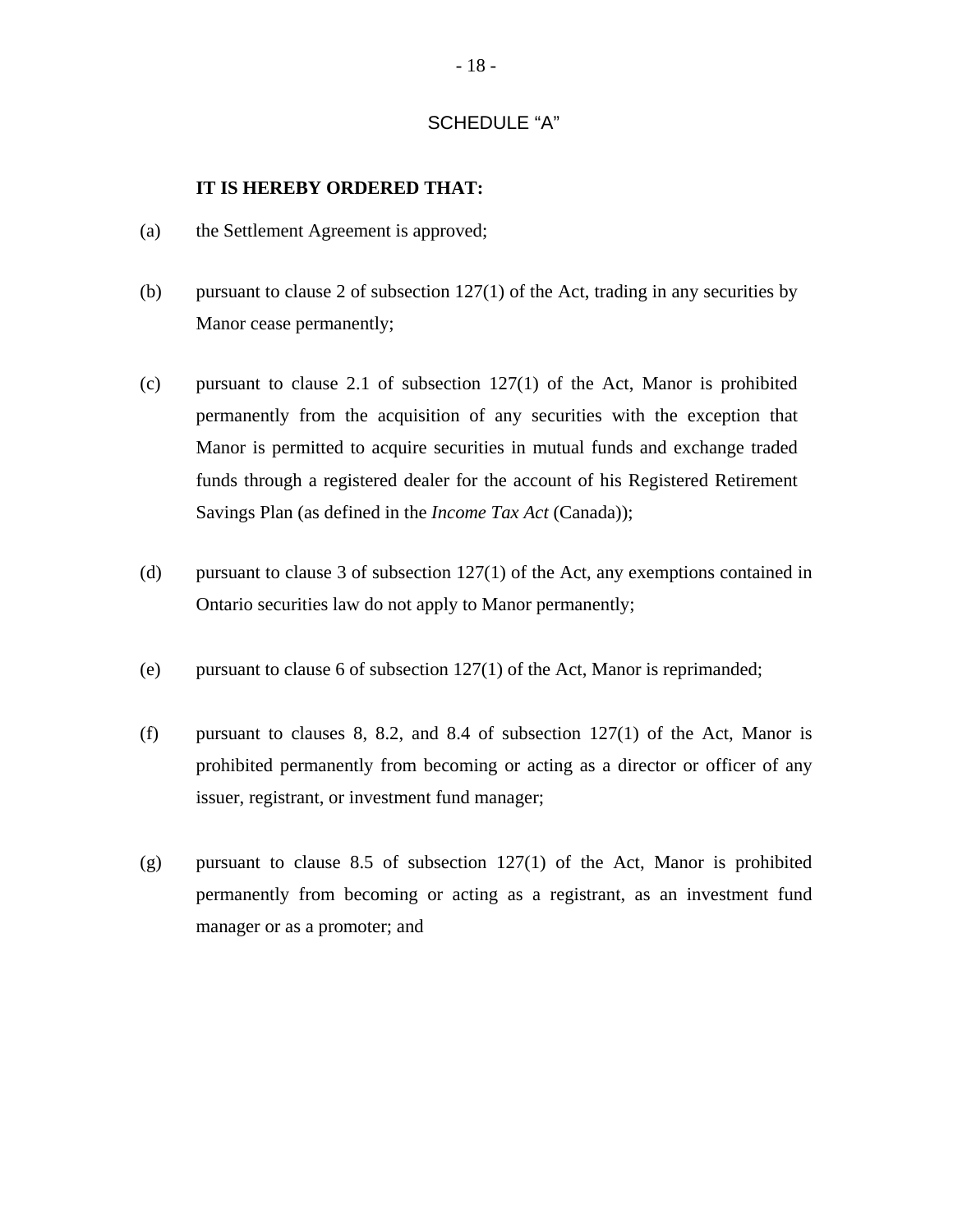# SCHEDULE "A"

**IT IS HEREBY ORDERED THAT:**

(a) the Settlement Agreement is approved;

(b) pursuant to clause 2 of subsection 127(1) of the Act, trading in any securities by Manor cease permanently;

(c) pursuant to clause 2.1 of subsection 127(1) of the Act, Manor is prohibited permanently from the acquisition of any securities with the exception that Manor is permitted to acquire securities in mutual funds and exchange traded funds through a registered dealer for the account of his Registered Retirement Savings Plan (as defined in the *Income Tax Act* (Canada));

(d) pursuant to clause 3 of subsection 127(1) of the Act, any exemptions contained in Ontario securities law do not apply to Manor permanently;

(e) pursuant to clause 6 of subsection 127(1) of the Act, Manor is reprimanded;

(f) pursuant to clauses 8, 8.2, and 8.4 of subsection 127(1) of the Act, Manor is prohibited permanently from becoming or acting as a director or officer of any issuer, registrant, or investment fund manager;

(g) pursuant to clause 8.5 of subsection 127(1) of the Act, Manor is prohibited permanently from becoming or acting as a registrant, as an investment fund manager or as a promoter; and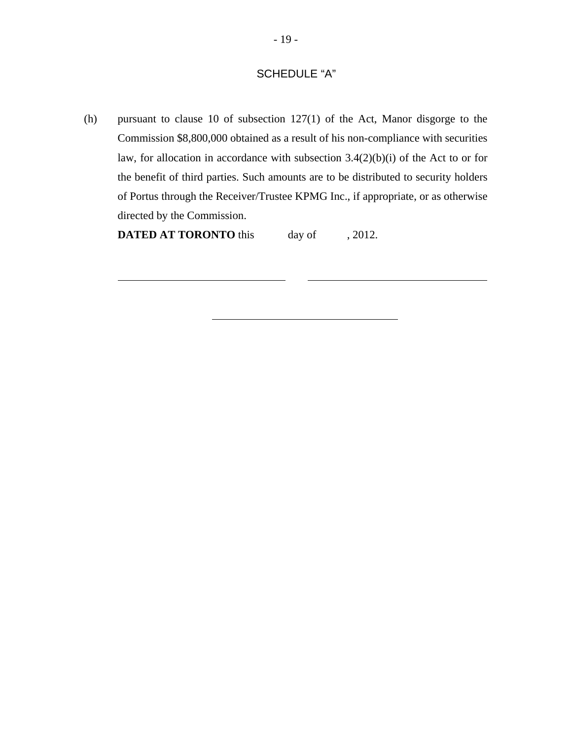SCHEDULE "A"

(h) pursuant to clause 10 of subsection 127(1) of the Act, Manor disgorge to the Commission $8,800,000 obtained as a result of his non-compliance with securities law, for allocation in accordance with subsection 3.4(2)(b)(i) of the Act to or for the benefit of third parties. Such amounts are to be distributed to security holders of Portus through the Receiver/Trustee KPMG Inc., if appropriate, or as otherwise directed by the Commission.

**DATED AT TORONTO** this day of , 2012.

\_\_\_\_\_\_\_\_\_\_\_\_\_\_\_\_\_\_\_\_\_\_\_\_\_\_\_\_ \_\_\_\_\_\_\_\_\_\_\_\_\_\_\_\_\_\_\_\_\_\_\_\_\_\_\_\_

\_\_\_\_\_\_\_\_\_\_\_\_\_\_\_\_\_\_\_\_\_\_\_\_\_\_\_\_